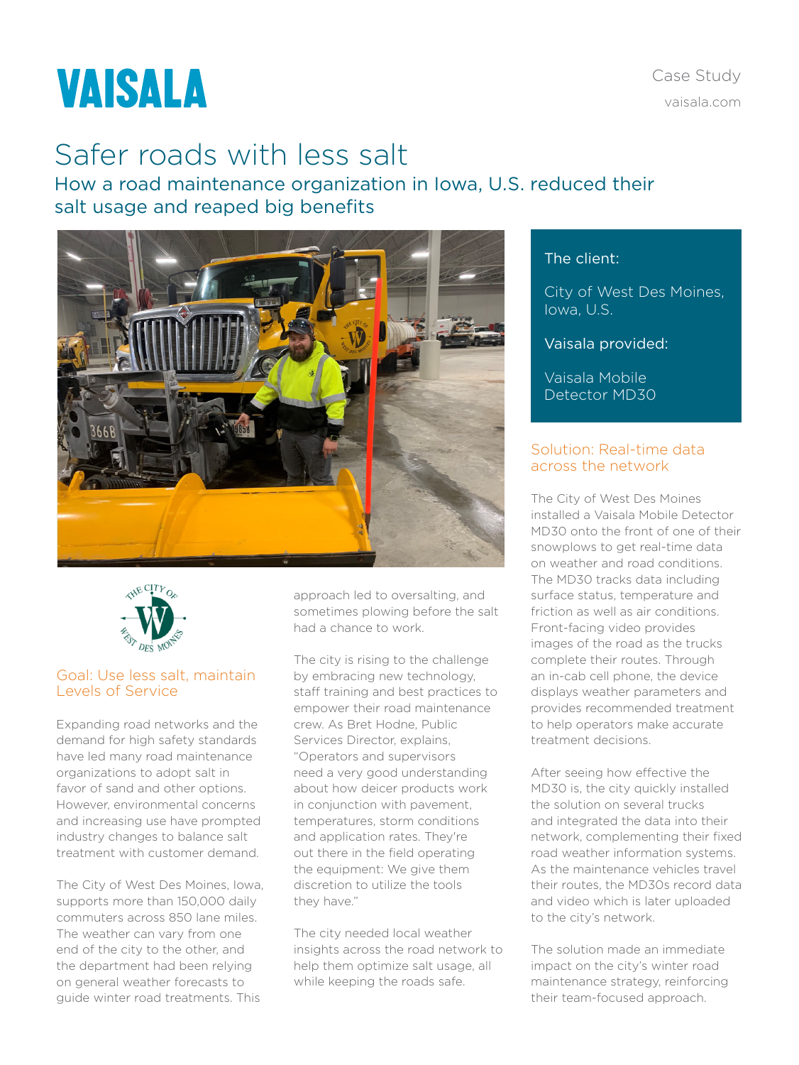# VAISALA

Case Study

vaisala.com

# Safer roads with less salt

## How a road maintenance organization in Iowa, U.S. reduced their salt usage and reaped big benefits

**The client:**

City of West Des Moines, Iowa, U.S.

**Vaisala provided:**

Vaisala Mobile Detector MD30

### Goal: Use less salt, maintain Levels of Service

Expanding road networks and the demand for high safety standards have led many road maintenance organizations to adopt salt in favor of sand and other options. However, environmental concerns and increasing use have prompted industry changes to balance salt treatment with customer demand.

The City of West Des Moines, Iowa, supports more than 150,000 daily commuters across 850 lane miles. The weather can vary from one end of the city to the other, and the department had been relying on general weather forecasts to guide winter road treatments. This approach led to oversalting, and sometimes plowing before the salt had a chance to work.

The city is rising to the challenge by embracing new technology, staff training and best practices to empower their road maintenance crew. As Bret Hodne, Public Services Director, explains, "Operators and supervisors need a very good understanding about how deicer products work in conjunction with pavement, temperatures, storm conditions and application rates. They're out there in the field operating the equipment: We give them discretion to utilize the tools they have."

The city needed local weather insights across the road network to help them optimize salt usage, all while keeping the roads safe.

### Solution: Real-time data across the network

The City of West Des Moines installed a Vaisala Mobile Detector MD30 onto the front of one of their snowplows to get real-time data on weather and road conditions. The MD30 tracks data including surface status, temperature and friction as well as air conditions. Front-facing video provides images of the road as the trucks complete their routes. Through an in-cab cell phone, the device displays weather parameters and provides recommended treatment to help operators make accurate treatment decisions.

After seeing how effective the MD30 is, the city quickly installed the solution on several trucks and integrated the data into their network, complementing their fixed road weather information systems. As the maintenance vehicles travel their routes, the MD30s record data and video which is later uploaded to the city's network.

The solution made an immediate impact on the city's winter road maintenance strategy, reinforcing their team-focused approach.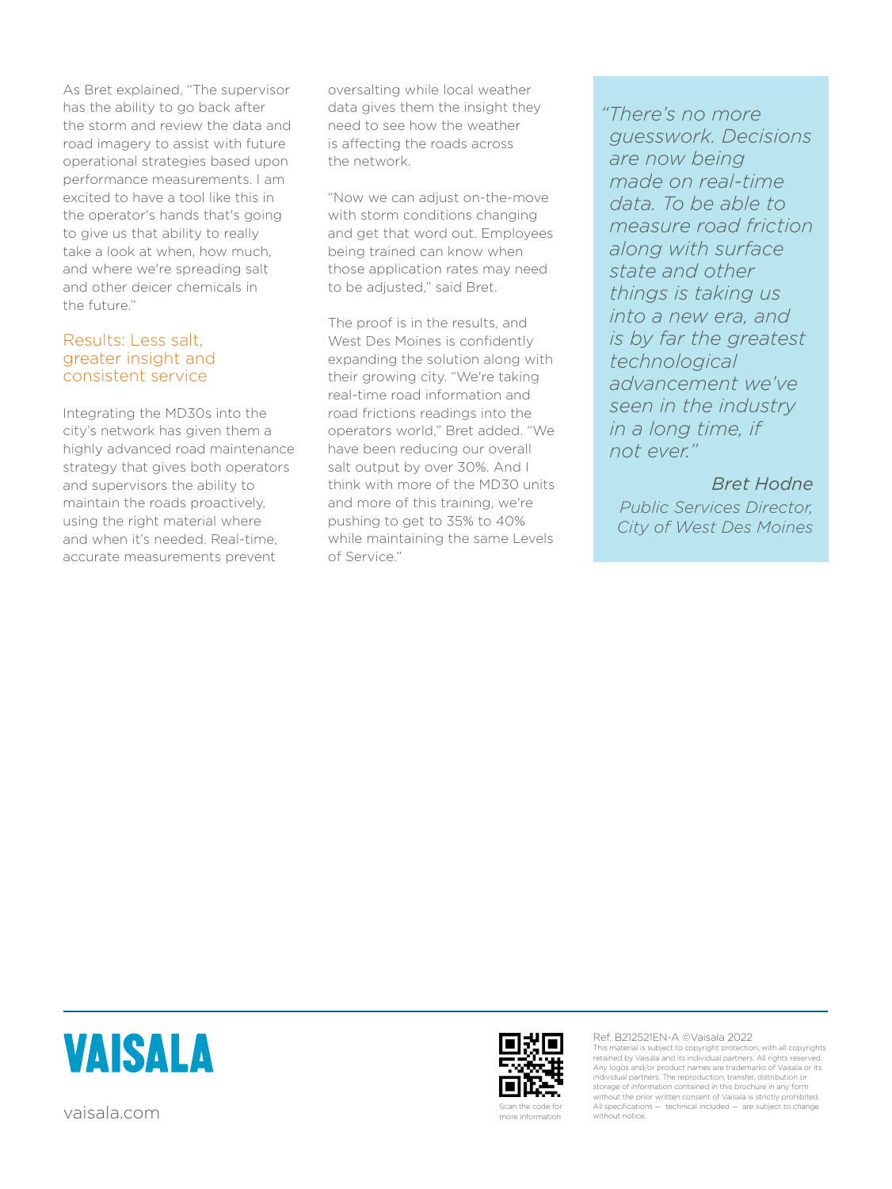As Bret explained, "The supervisor has the ability to go back after the storm and review the data and road imagery to assist with future operational strategies based upon performance measurements. I am excited to have a tool like this in the operator's hands that's going to give us that ability to really take a look at when, how much, and where we're spreading salt and other deicer chemicals in the future."

## Results: Less salt, greater insight and consistent service

Integrating the MD30s into the city's network has given them a highly advanced road maintenance strategy that gives both operators and supervisors the ability to maintain the roads proactively, using the right material where and when it's needed. Real-time, accurate measurements prevent oversalting while local weather data gives them the insight they need to see how the weather is affecting the roads across the network.

"Now we can adjust on-the-move with storm conditions changing and get that word out. Employees being trained can know when those application rates may need to be adjusted," said Bret.

The proof is in the results, and West Des Moines is confidently expanding the solution along with their growing city. "We're taking real-time road information and road frictions readings into the operators world," Bret added. "We have been reducing our overall salt output by over 30%. And I think with more of the MD30 units and more of this training, we're pushing to get to 35% to 40% while maintaining the same Levels of Service."

> *"There's no more guesswork. Decisions are now being made on real-time data. To be able to measure road friction along with surface state and other things is taking us into a new era, and is by far the greatest technological advancement we've seen in the industry in a long time, if not ever."*
>
> *Bret Hodne*
> *Public Services Director, City of West Des Moines*

VAISALA

vaisala.com

Scan the code for more information

Ref. B212521EN-A ©Vaisala 2022

This material is subject to copyright protection, with all copyrights retained by Vaisala and its individual partners. All rights reserved. Any logos and/or product names are trademarks of Vaisala or its individual partners. The reproduction, transfer, distribution or storage of information contained in this brochure in any form without the prior written consent of Vaisala is strictly prohibited. All specifications — technical included — are subject to change without notice.